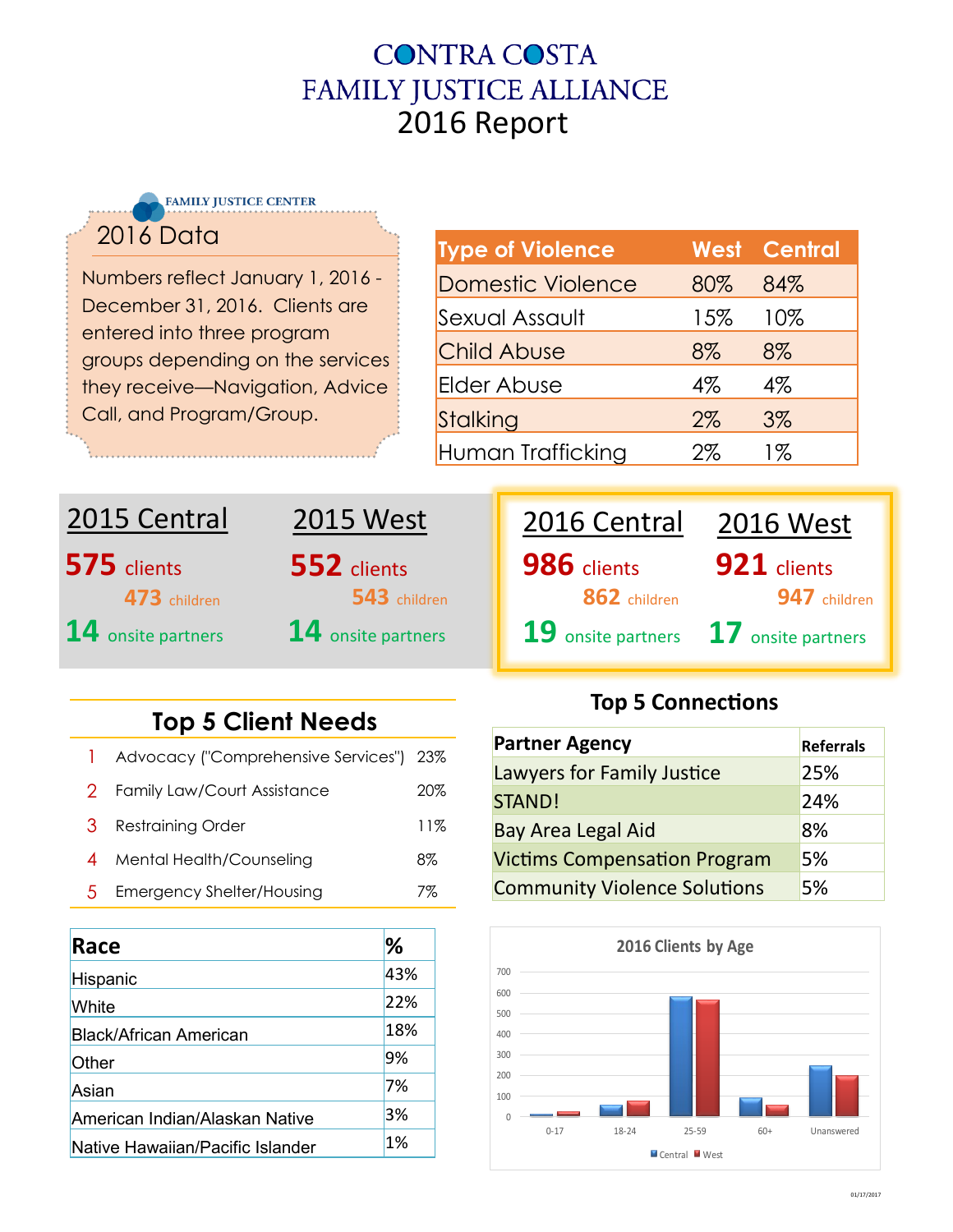# CONTRA COSTA FAMILY JUSTICE ALLIANCE

## 2016 Report

### FAMILY JUSTICE CENTER

### 2016 Data

Numbers reflect January 1, 2016 - December 31, 2016. Clients are entered into three program groups depending on the services they receive—Navigation, Advice Call, and Program/Group.

| Type of Violence | West | Central |
|---|---|---|
| Domestic Violence | 80% | 84% |
| Sexual Assault | 15% | 10% |
| Child Abuse | 8% | 8% |
| Elder Abuse | 4% | 4% |
| Stalking | 2% | 3% |
| Human Trafficking | 2% | 1% |

### 2015 Central

**575** clients

**473** children

**14** onsite partners

### 2015 West

**552** clients

**543** children

**14** onsite partners

### 2016 Central

**986** clients

**862** children

**19** onsite partners

### 2016 West

**921** clients

**947** children

**17** onsite partners

### Top 5 Client Needs

| | | |
|---|---|---|
| 1 | Advocacy ("Comprehensive Services") | 23% |
| 2 | Family Law/Court Assistance | 20% |
| 3 | Restraining Order | 11% |
| 4 | Mental Health/Counseling | 8% |
| 5 | Emergency Shelter/Housing | 7% |

### Top 5 Connections

| Partner Agency | Referrals |
|---|---|
| Lawyers for Family Justice | 25% |
| STAND! | 24% |
| Bay Area Legal Aid | 8% |
| Victims Compensation Program | 5% |
| Community Violence Solutions | 5% |

| Race | % |
|---|---|
| Hispanic | 43% |
| White | 22% |
| Black/African American | 18% |
| Other | 9% |
| Asian | 7% |
| American Indian/Alaskan Native | 3% |
| Native Hawaiian/Pacific Islander | 1% |

**2016 Clients by Age**

| Age | Central | West |
|---|---|---|
| 0-17 | ~10 | ~20 |
| 18-24 | ~50 | ~75 |
| 25-59 | ~580 | ~565 |
| 60+ | ~90 | ~50 |
| Unanswered | ~245 | ~200 |

01/17/2017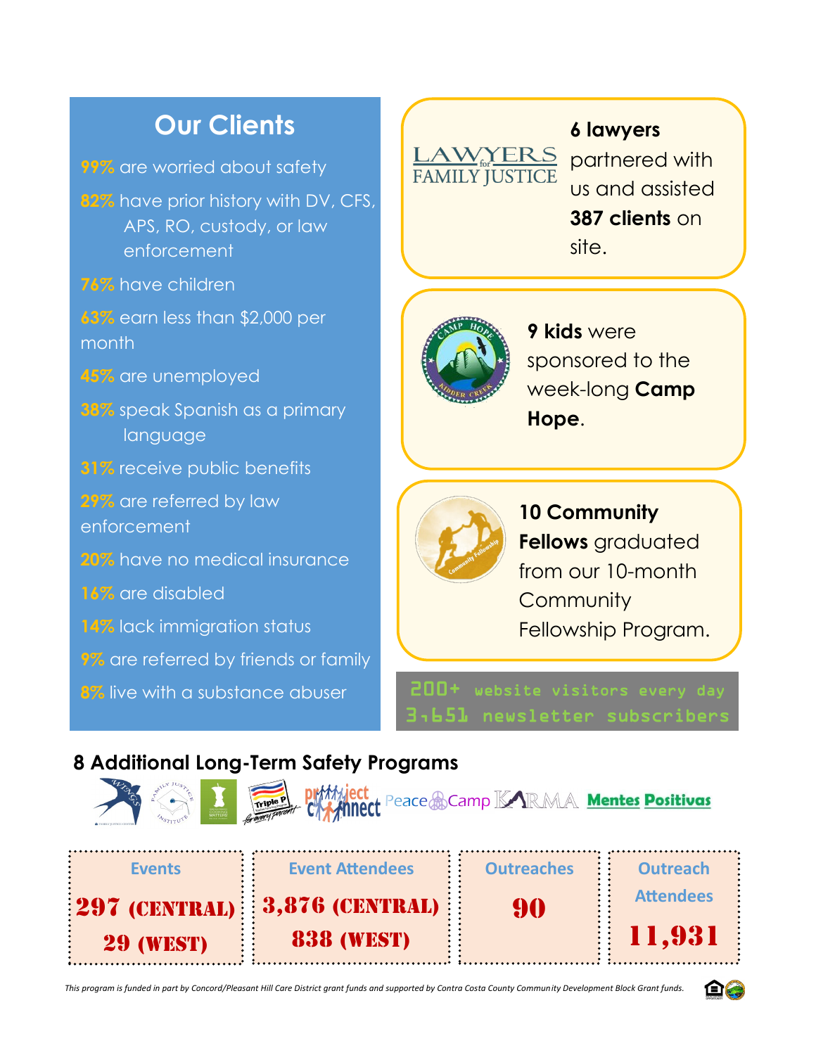## Our Clients

- **99%** are worried about safety
- **82%** have prior history with DV, CFS, APS, RO, custody, or law enforcement
- **76%** have children
- **63%** earn less than $2,000 per month
- **45%** are unemployed
- **38%** speak Spanish as a primary language
- **31%** receive public benefits
- **29%** are referred by law enforcement
- **20%** have no medical insurance
- **16%** are disabled
- **14%** lack immigration status
- **9%** are referred by friends or family
- **8%** live with a substance abuser

LAWYERS for FAMILY JUSTICE

**6 lawyers** partnered with us and assisted **387 clients** on site.

**9 kids** were sponsored to the week-long **Camp Hope**.

**10 Community Fellows** graduated from our 10-month Community Fellowship Program.

200+ website visitors every day
3,651 newsletter subscribers

## 8 Additional Long-Term Safety Programs

Triple P · Project Connect · Peace Camp · KARMA · Mentes Positivas

| Events | Event Attendees | Outreaches | Outreach Attendees |
|---|---|---|---|
| 297 (CENTRAL)<br>29 (WEST) | 3,876 (CENTRAL)<br>838 (WEST) | 90 | 11,931 |

*This program is funded in part by Concord/Pleasant Hill Care District grant funds and supported by Contra Costa County Community Development Block Grant funds.*